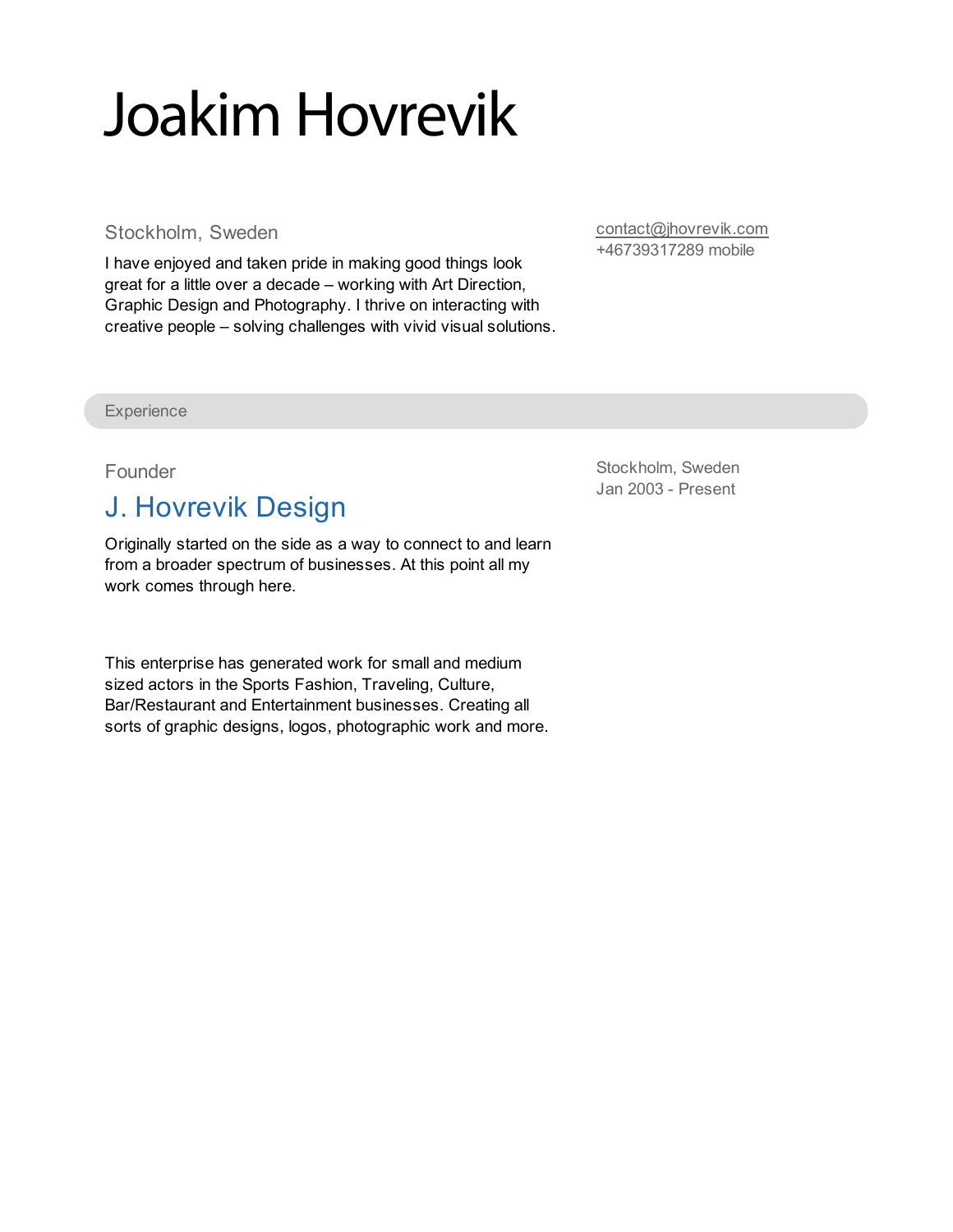# Joakim Hovrevik

Stockholm, Sweden

I have enjoyed and taken pride in making good things look great for a little over a decade – working with Art Direction, Graphic Design and Photography. I thrive on interacting with creative people – solving challenges with vivid visual solutions.

contact@jhovrevik.com
+46739317289 mobile

## Experience

Founder

### J. Hovrevik Design

Stockholm, Sweden
Jan 2003 - Present

Originally started on the side as a way to connect to and learn from a broader spectrum of businesses. At this point all my work comes through here.

This enterprise has generated work for small and medium sized actors in the Sports Fashion, Traveling, Culture, Bar/Restaurant and Entertainment businesses. Creating all sorts of graphic designs, logos, photographic work and more.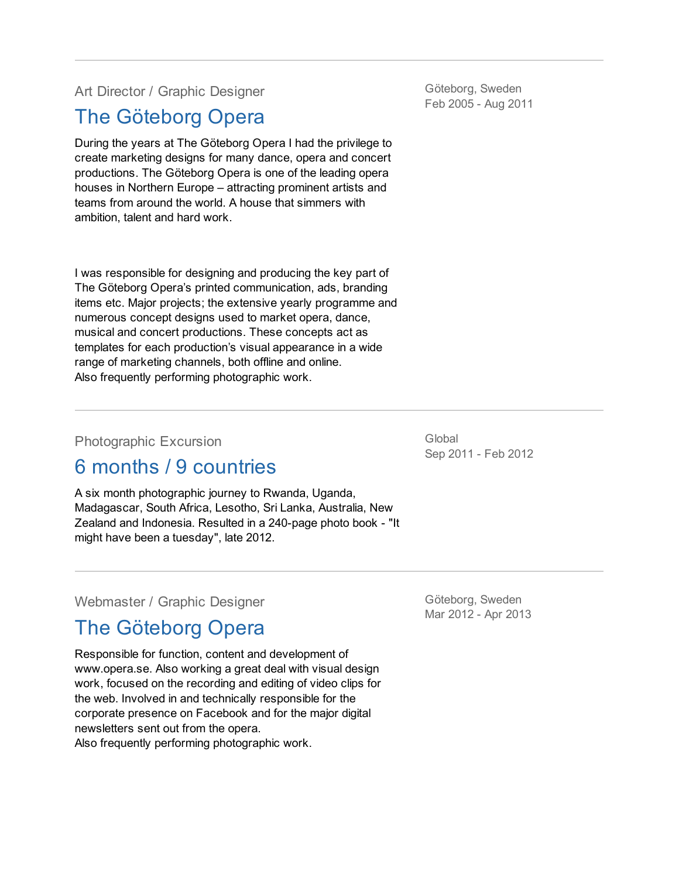---

Art Director / Graphic Designer

## The Göteborg Opera

Göteborg, Sweden
Feb 2005 - Aug 2011

During the years at The Göteborg Opera I had the privilege to create marketing designs for many dance, opera and concert productions. The Göteborg Opera is one of the leading opera houses in Northern Europe – attracting prominent artists and teams from around the world. A house that simmers with ambition, talent and hard work.

I was responsible for designing and producing the key part of The Göteborg Opera's printed communication, ads, branding items etc. Major projects; the extensive yearly programme and numerous concept designs used to market opera, dance, musical and concert productions. These concepts act as templates for each production's visual appearance in a wide range of marketing channels, both offline and online.
Also frequently performing photographic work.

---

Photographic Excursion

## 6 months / 9 countries

Global
Sep 2011 - Feb 2012

A six month photographic journey to Rwanda, Uganda, Madagascar, South Africa, Lesotho, Sri Lanka, Australia, New Zealand and Indonesia. Resulted in a 240-page photo book - "It might have been a tuesday", late 2012.

---

Webmaster / Graphic Designer

## The Göteborg Opera

Göteborg, Sweden
Mar 2012 - Apr 2013

Responsible for function, content and development of www.opera.se. Also working a great deal with visual design work, focused on the recording and editing of video clips for the web. Involved in and technically responsible for the corporate presence on Facebook and for the major digital newsletters sent out from the opera.
Also frequently performing photographic work.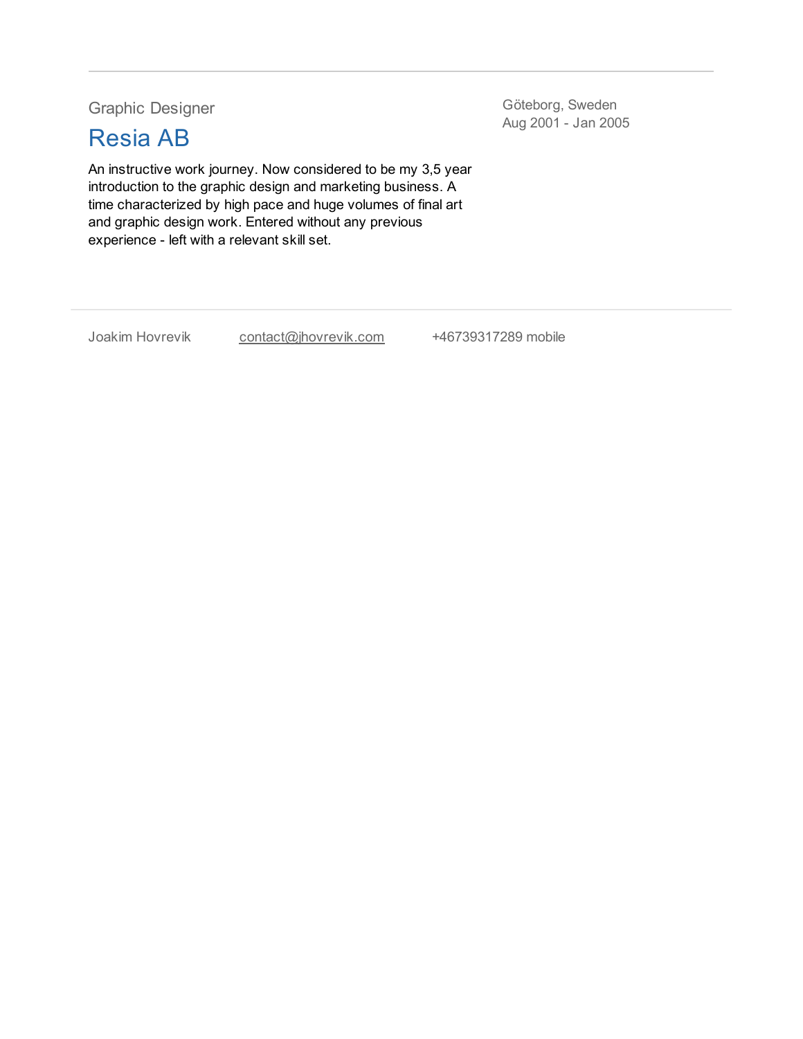Graphic Designer

## Resia AB

Göteborg, Sweden
Aug 2001 - Jan 2005

An instructive work journey. Now considered to be my 3,5 year introduction to the graphic design and marketing business. A time characterized by high pace and huge volumes of final art and graphic design work. Entered without any previous experience - left with a relevant skill set.

---

Joakim Hovrevik contact@jhovrevik.com +46739317289 mobile